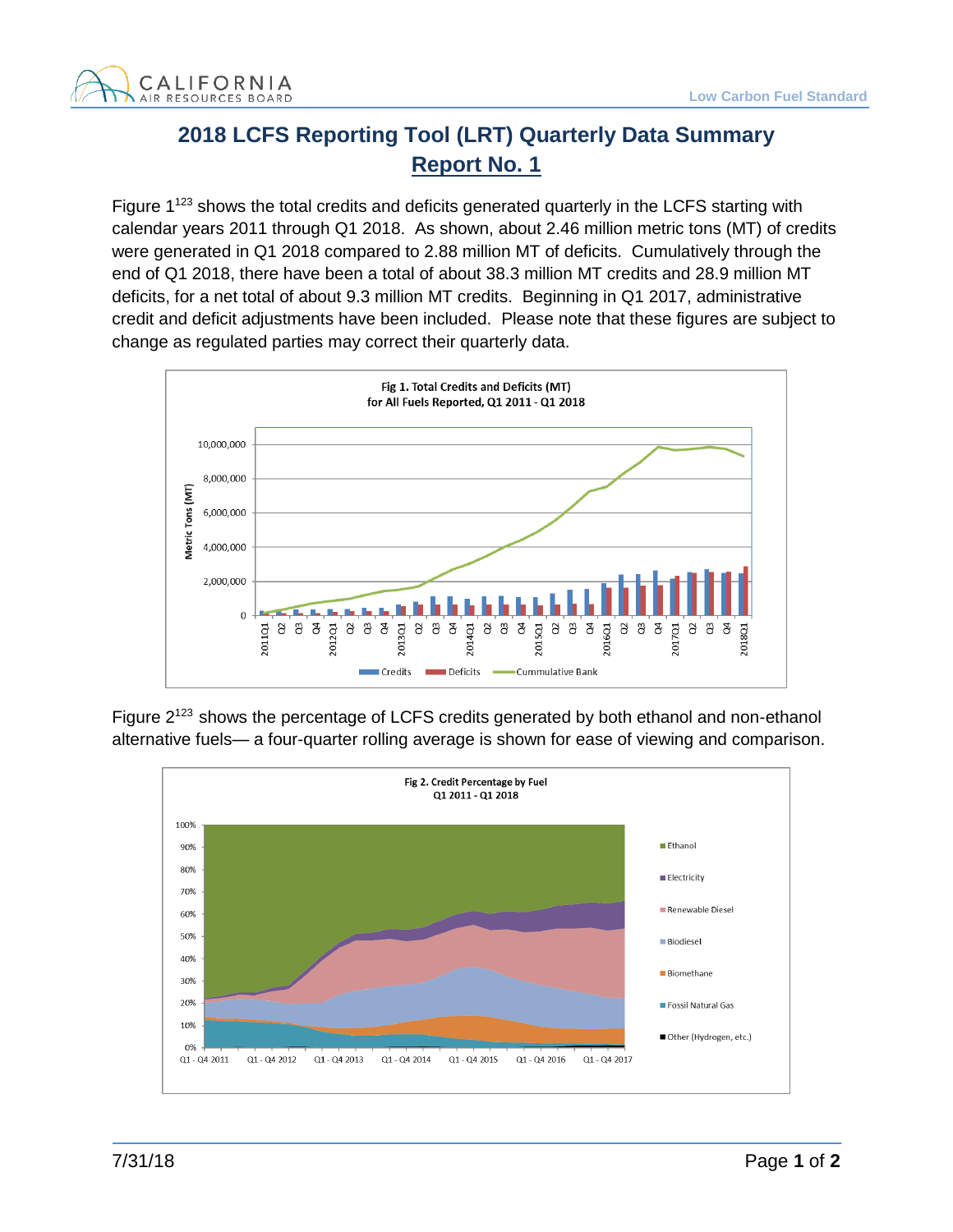# 2018 LCFS Reporting Tool (LRT) Quarterly Data Summary

## Report No. 1

Figure 1[123] shows the total credits and deficits generated quarterly in the LCFS starting with calendar years 2011 through Q1 2018. As shown, about 2.46 million metric tons (MT) of credits were generated in Q1 2018 compared to 2.88 million MT of deficits. Cumulatively through the end of Q1 2018, there have been a total of about 38.3 million MT credits and 28.9 million MT deficits, for a net total of about 9.3 million MT credits. Beginning in Q1 2017, administrative credit and deficit adjustments have been included. Please note that these figures are subject to change as regulated parties may correct their quarterly data.

Fig 1. Total Credits and Deficits (MT) for All Fuels Reported, Q1 2011 - Q1 2018

Figure 2[123] shows the percentage of LCFS credits generated by both ethanol and non-ethanol alternative fuels— a four-quarter rolling average is shown for ease of viewing and comparison.

Fig 2. Credit Percentage by Fuel Q1 2011 - Q1 2018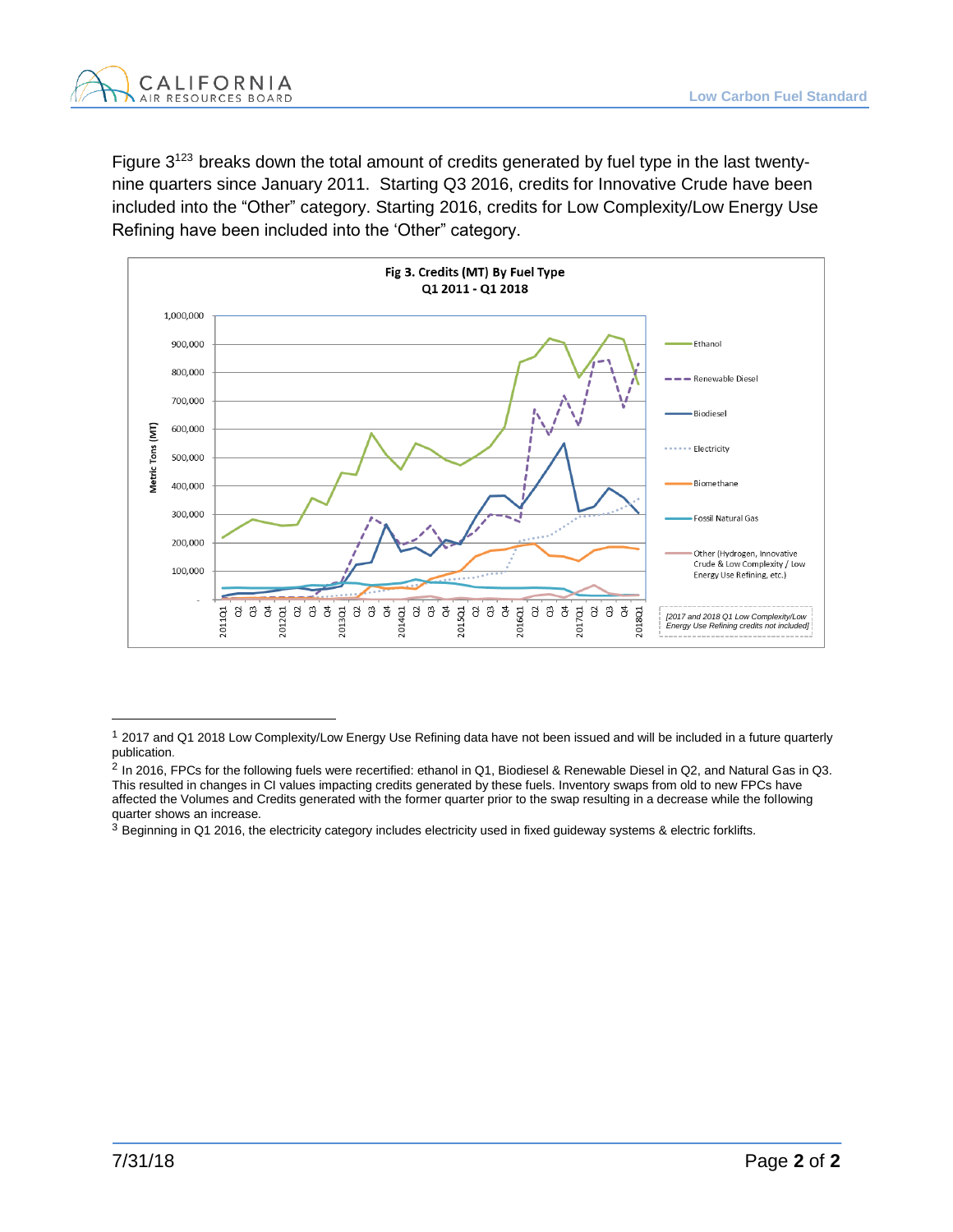Figure 3[1][2][3] breaks down the total amount of credits generated by fuel type in the last twenty-nine quarters since January 2011. Starting Q3 2016, credits for Innovative Crude have been included into the "Other" category. Starting 2016, credits for Low Complexity/Low Energy Use Refining have been included into the 'Other" category.

Fig 3. Credits (MT) By Fuel Type
Q1 2011 - Q1 2018

Metric Tons (MT)

1,000,000
900,000
800,000
700,000
600,000
500,000
400,000
300,000
200,000
100,000
-

2011Q1 Q2 Q3 Q4 2012Q1 Q2 Q3 Q4 2013Q1 Q2 Q3 Q4 2014Q1 Q2 Q3 Q4 2015Q1 Q2 Q3 Q4 2016Q1 Q2 Q3 Q4 2017Q1 Q2 Q3 Q4 2018Q1

Ethanol
Renewable Diesel
Biodiesel
Electricity
Biomethane
Fossil Natural Gas
Other (Hydrogen, Innovative Crude & Low Complexity / Low Energy Use Refining, etc.)

*[2017 and 2018 Q1 Low Complexity/Low Energy Use Refining credits not included]*

---

[1] 2017 and Q1 2018 Low Complexity/Low Energy Use Refining data have not been issued and will be included in a future quarterly publication.

[2] In 2016, FPCs for the following fuels were recertified: ethanol in Q1, Biodiesel & Renewable Diesel in Q2, and Natural Gas in Q3. This resulted in changes in CI values impacting credits generated by these fuels. Inventory swaps from old to new FPCs have affected the Volumes and Credits generated with the former quarter prior to the swap resulting in a decrease while the following quarter shows an increase.

[3] Beginning in Q1 2016, the electricity category includes electricity used in fixed guideway systems & electric forklifts.